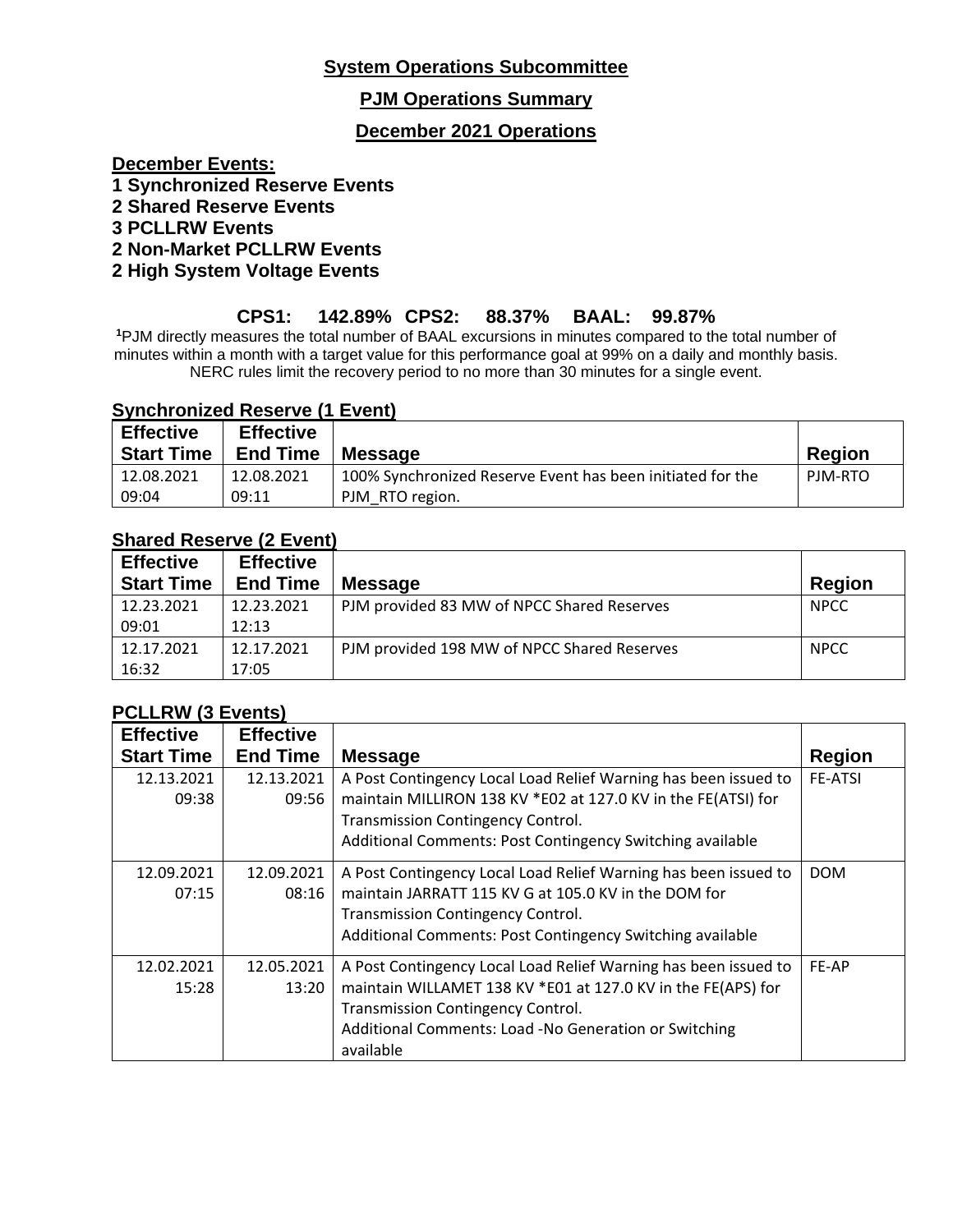# System Operations Subcommittee

## PJM Operations Summary

## December 2021 Operations

**December Events:**

**1 Synchronized Reserve Events**
**2 Shared Reserve Events**
**3 PCLLRW Events**
**2 Non-Market PCLLRW Events**
**2 High System Voltage Events**

**CPS1: 142.89% CPS2: 88.37% BAAL: 99.87%**

[1]PJM directly measures the total number of BAAL excursions in minutes compared to the total number of minutes within a month with a target value for this performance goal at 99% on a daily and monthly basis. NERC rules limit the recovery period to no more than 30 minutes for a single event.

### Synchronized Reserve (1 Event)

| Effective Start Time | Effective End Time | Message | Region |
|---|---|---|---|
| 12.08.2021 09:04 | 12.08.2021 09:11 | 100% Synchronized Reserve Event has been initiated for the PJM_RTO region. | PJM-RTO |

### Shared Reserve (2 Event)

| Effective Start Time | Effective End Time | Message | Region |
|---|---|---|---|
| 12.23.2021 09:01 | 12.23.2021 12:13 | PJM provided 83 MW of NPCC Shared Reserves | NPCC |
| 12.17.2021 16:32 | 12.17.2021 17:05 | PJM provided 198 MW of NPCC Shared Reserves | NPCC |

### PCLLRW (3 Events)

| Effective Start Time | Effective End Time | Message | Region |
|---|---|---|---|
| 12.13.2021 09:38 | 12.13.2021 09:56 | A Post Contingency Local Load Relief Warning has been issued to maintain MILLIRON 138 KV *E02 at 127.0 KV in the FE(ATSI) for Transmission Contingency Control.<br>Additional Comments: Post Contingency Switching available | FE-ATSI |
| 12.09.2021 07:15 | 12.09.2021 08:16 | A Post Contingency Local Load Relief Warning has been issued to maintain JARRATT 115 KV G at 105.0 KV in the DOM for Transmission Contingency Control.<br>Additional Comments: Post Contingency Switching available | DOM |
| 12.02.2021 15:28 | 12.05.2021 13:20 | A Post Contingency Local Load Relief Warning has been issued to maintain WILLAMET 138 KV *E01 at 127.0 KV in the FE(APS) for Transmission Contingency Control.<br>Additional Comments: Load -No Generation or Switching available | FE-AP |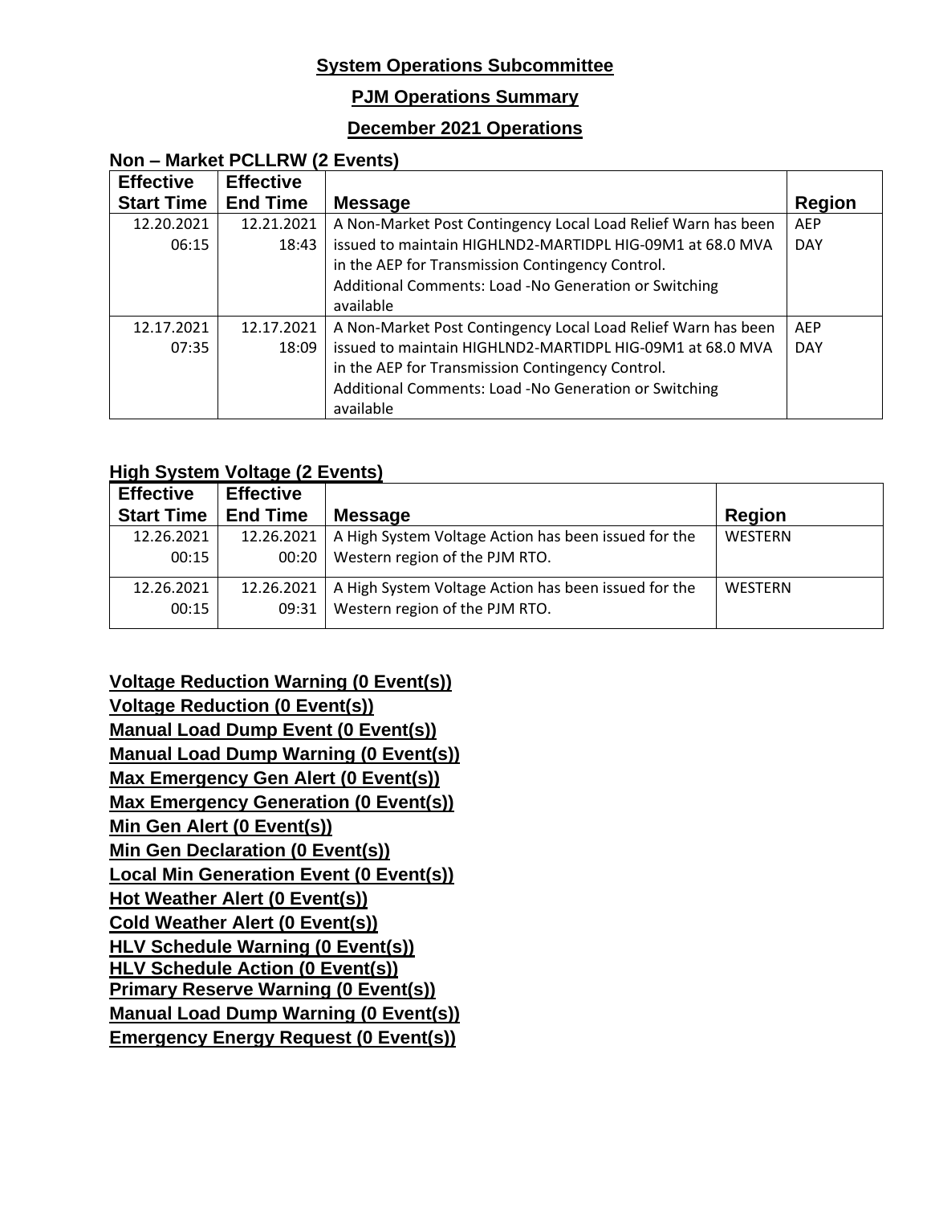# System Operations Subcommittee

## PJM Operations Summary

## December 2021 Operations

### Non – Market PCLLRW (2 Events)

| Effective Start Time | Effective End Time | Message | Region |
|---|---|---|---|
| 12.20.2021 06:15 | 12.21.2021 18:43 | A Non-Market Post Contingency Local Load Relief Warn has been issued to maintain HIGHLND2-MARTIDPL HIG-09M1 at 68.0 MVA in the AEP for Transmission Contingency Control. Additional Comments: Load -No Generation or Switching available | AEP DAY |
| 12.17.2021 07:35 | 12.17.2021 18:09 | A Non-Market Post Contingency Local Load Relief Warn has been issued to maintain HIGHLND2-MARTIDPL HIG-09M1 at 68.0 MVA in the AEP for Transmission Contingency Control. Additional Comments: Load -No Generation or Switching available | AEP DAY |

### High System Voltage (2 Events)

| Effective Start Time | Effective End Time | Message | Region |
|---|---|---|---|
| 12.26.2021 00:15 | 12.26.2021 00:20 | A High System Voltage Action has been issued for the Western region of the PJM RTO. | WESTERN |
| 12.26.2021 00:15 | 12.26.2021 09:31 | A High System Voltage Action has been issued for the Western region of the PJM RTO. | WESTERN |

**Voltage Reduction Warning (0 Event(s))**
**Voltage Reduction (0 Event(s))**
**Manual Load Dump Event (0 Event(s))**
**Manual Load Dump Warning (0 Event(s))**
**Max Emergency Gen Alert (0 Event(s))**
**Max Emergency Generation (0 Event(s))**
**Min Gen Alert (0 Event(s))**
**Min Gen Declaration (0 Event(s))**
**Local Min Generation Event (0 Event(s))**
**Hot Weather Alert (0 Event(s))**
**Cold Weather Alert (0 Event(s))**
**HLV Schedule Warning (0 Event(s))**
**HLV Schedule Action (0 Event(s))**
**Primary Reserve Warning (0 Event(s))**
**Manual Load Dump Warning (0 Event(s))**
**Emergency Energy Request (0 Event(s))**